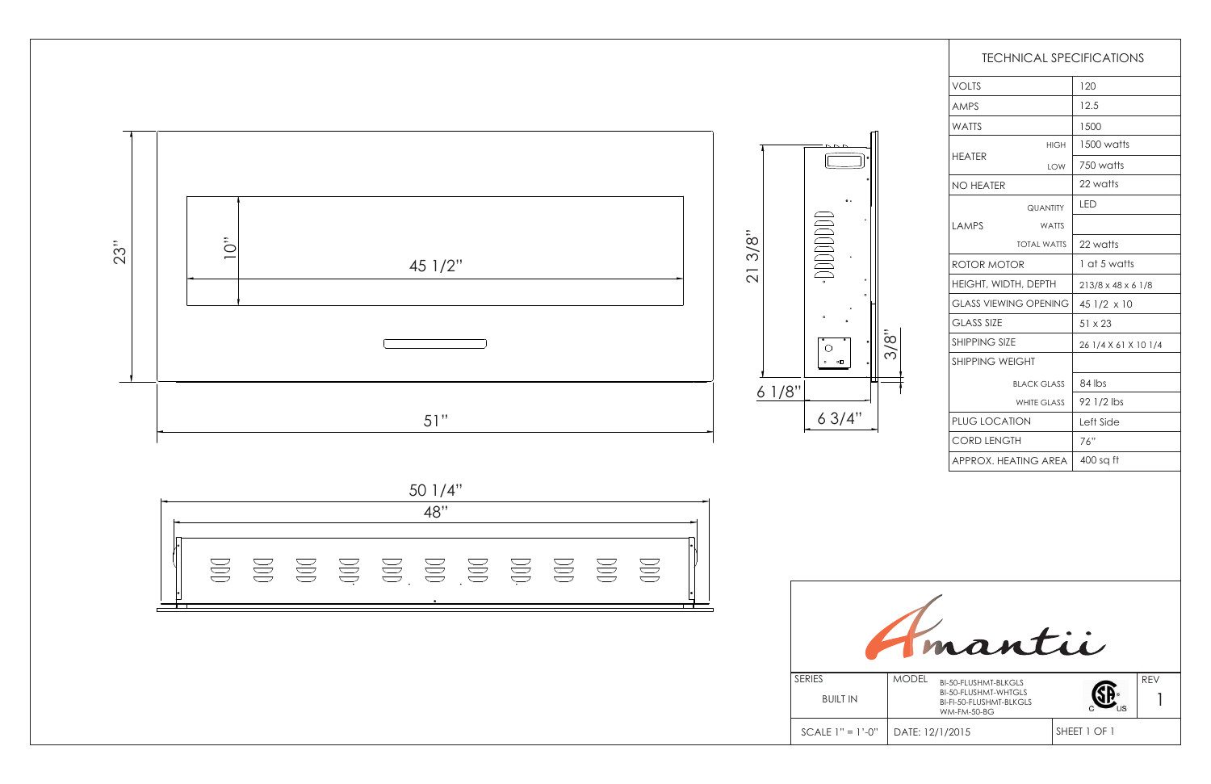| TECHNICAL SPECIFICATIONS | | |
| --- | --- | --- |
| VOLTS | | 120 |
| AMPS | | 12.5 |
| WATTS | | 1500 |
| HEATER | HIGH | 1500 watts |
| | LOW | 750 watts |
| NO HEATER | | 22 watts |
| LAMPS | QUANTITY | LED |
| | WATTS | |
| | TOTAL WATTS | 22 watts |
| ROTOR MOTOR | | 1 at 5 watts |
| HEIGHT, WIDTH, DEPTH | | 213/8 x 48 x 6 1/8 |
| GLASS VIEWING OPENING | | 45 1/2 x 10 |
| GLASS SIZE | | 51 x 23 |
| SHIPPING SIZE | | 26 1/4 X 61 X 10 1/4 |
| SHIPPING WEIGHT | | |
| | BLACK GLASS | 84 lbs |
| | WHITE GLASS | 92 1/2 lbs |
| PLUG LOCATION | | Left Side |
| CORD LENGTH | | 76" |
| APPROX. HEATING AREA | | 400 sq ft |

23" | 10" | 45 1/2" | 51" | 21 3/8" | 6 1/8" | 6 3/4" | 3/8" | 50 1/4" | 48"

Amantii

| SERIES | MODEL | REV |
| --- | --- | --- |
| BUILT IN | BI-50-FLUSHMT-BLKGLS<br>BI-50-FLUSHMT-WHTGLS<br>BI-FI-50-FLUSHMT-BLKGLS<br>WM-FM-50-BG | 1 |
| SCALE 1" = 1'-0" | DATE: 12/1/2015 | SHEET 1 OF 1 |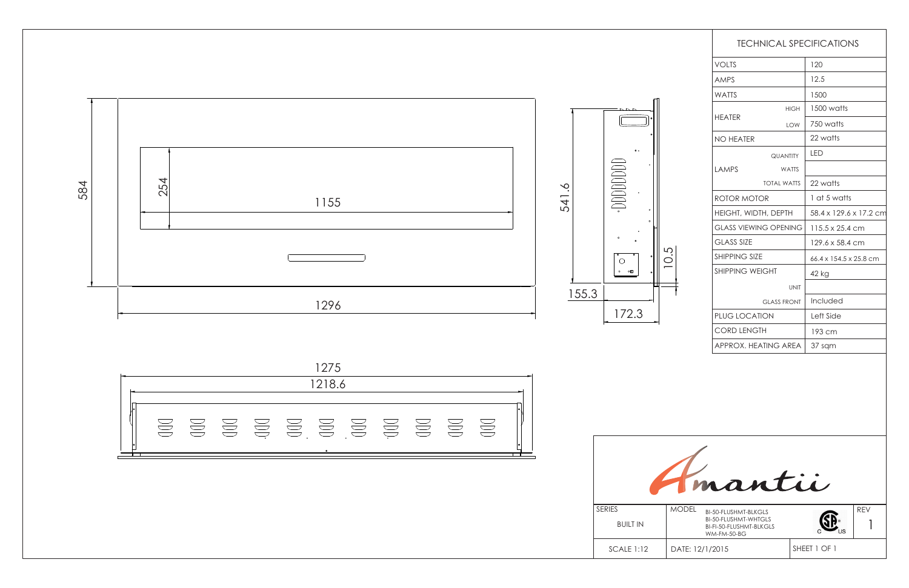584

254

1155

1296

541.6

155.3

172.3

10.5

1275

1218.6

## TECHNICAL SPECIFICATIONS

| | | |
|---|---|---|
| VOLTS | | 120 |
| AMPS | | 12.5 |
| WATTS | | 1500 |
| HEATER | HIGH | 1500 watts |
| | LOW | 750 watts |
| NO HEATER | | 22 watts |
| LAMPS | QUANTITY | LED |
| | WATTS | |
| | TOTAL WATTS | 22 watts |
| ROTOR MOTOR | | 1 at 5 watts |
| HEIGHT, WIDTH, DEPTH | | 58.4 x 129.6 x 17.2 cm |
| GLASS VIEWING OPENING | | 115.5 x 25.4 cm |
| GLASS SIZE | | 129.6 x 58.4 cm |
| SHIPPING SIZE | | 66.4 x 154.5 x 25.8 cm |
| SHIPPING WEIGHT | | 42 kg |
| | UNIT | |
| | GLASS FRONT | Included |
| PLUG LOCATION | | Left Side |
| CORD LENGTH | | 193 cm |
| APPROX. HEATING AREA | | 37 sqm |

Amantii

| SERIES | MODEL | | REV |
|---|---|---|---|
| BUILT IN | BI-50-FLUSHMT-BLKGLS<br>BI-50-FLUSHMT-WHTGLS<br>BI-FI-50-FLUSHMT-BLKGLS<br>WM-FM-50-BG | C SP US | 1 |
| SCALE 1:12 | DATE: 12/1/2015 | SHEET 1 OF 1 | |